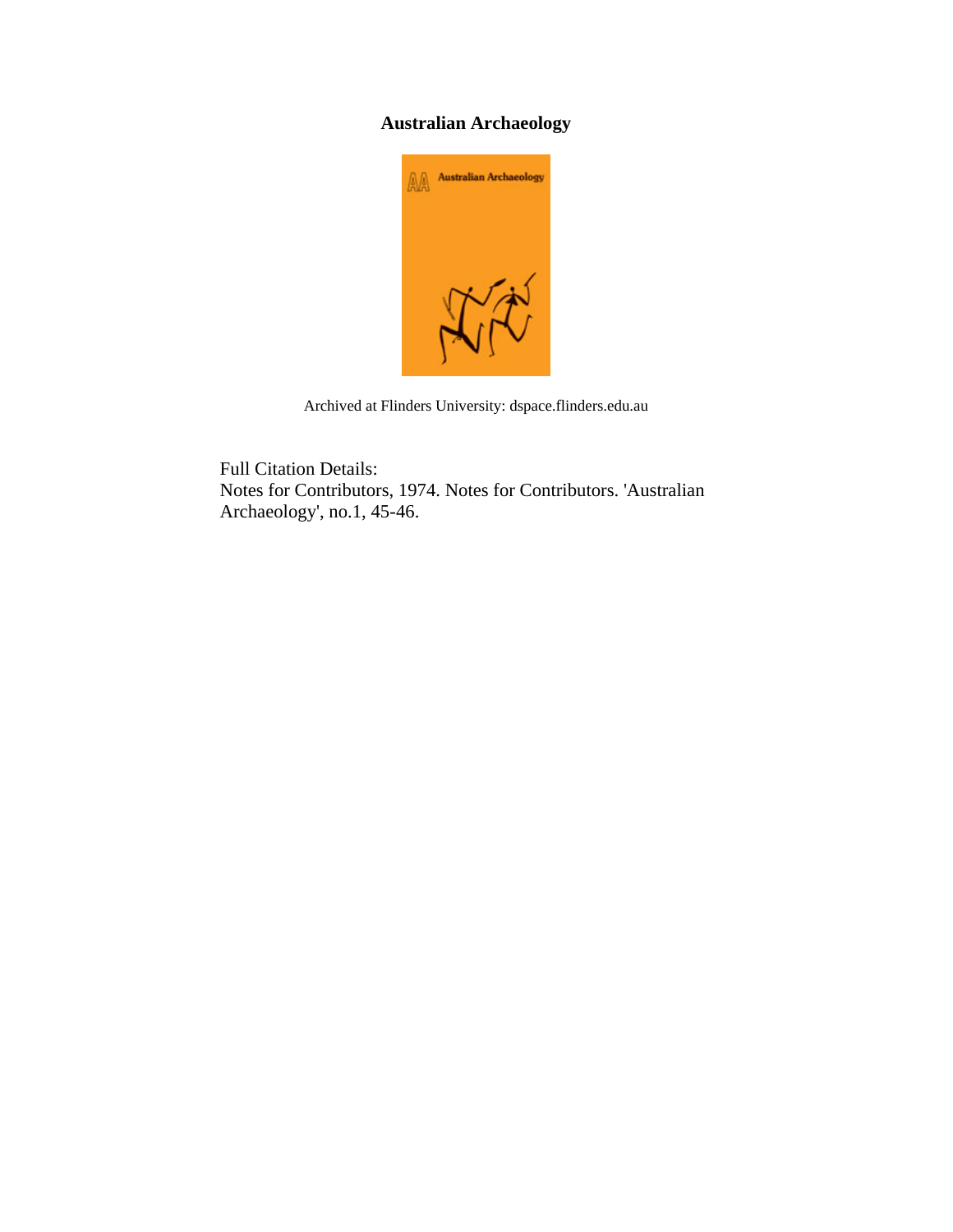# Australian Archaeology

Archived at Flinders University: dspace.flinders.edu.au

Full Citation Details:
Notes for Contributors, 1974. Notes for Contributors. 'Australian Archaeology', no.1, 45-46.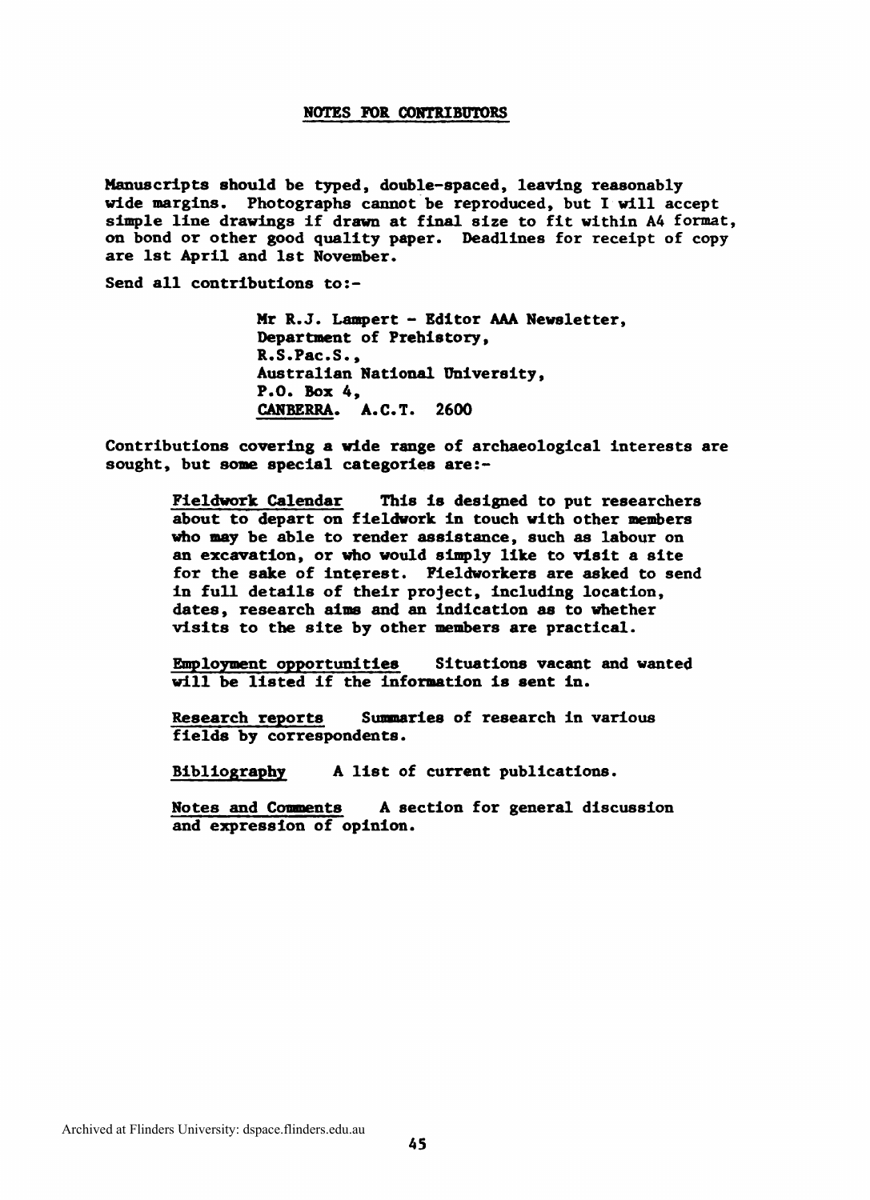## NOTES FOR CONTRIBUTORS

Manuscripts should be typed, double-spaced, leaving reasonably wide margins. Photographs cannot be reproduced, but I will accept simple line drawings if drawn at final size to fit within A4 format, on bond or other good quality paper. Deadlines for receipt of copy are 1st April and 1st November.

Send all contributions to:-

> Mr R.J. Lampert - Editor AAA Newsletter,
> Department of Prehistory,
> R.S.Pac.S.,
> Australian National University,
> P.O. Box 4,
> CANBERRA. A.C.T. 2600

Contributions covering a wide range of archaeological interests are sought, but some special categories are:-

> Fieldwork Calendar This is designed to put researchers about to depart on fieldwork in touch with other members who may be able to render assistance, such as labour on an excavation, or who would simply like to visit a site for the sake of interest. Fieldworkers are asked to send in full details of their project, including location, dates, research aims and an indication as to whether visits to the site by other members are practical.
>
> Employment opportunities Situations vacant and wanted will be listed if the information is sent in.
>
> Research reports Summaries of research in various fields by correspondents.
>
> Bibliography A list of current publications.
>
> Notes and Comments A section for general discussion and expression of opinion.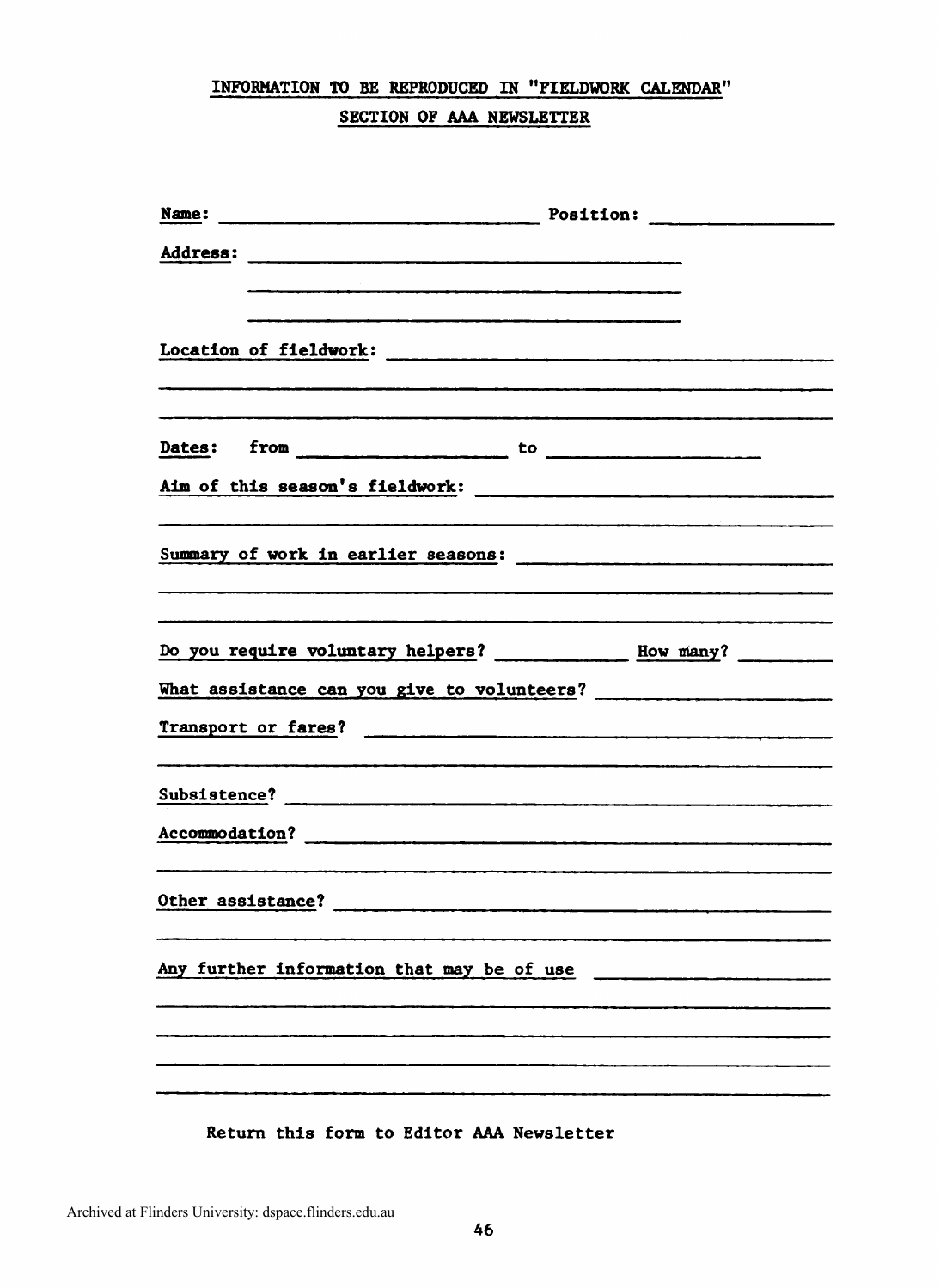## INFORMATION TO BE REPRODUCED IN "FIELDWORK CALENDAR"

## SECTION OF AAA NEWSLETTER

**Name:** ______________________________ **Position:** ________________

**Address:** ______________________________________

______________________________________

______________________________________

Location of fieldwork: ______________________________________

______________________________________________________________

______________________________________________________________

Dates: from ____________________ to ____________________

Aim of this season's fieldwork: ______________________________

______________________________________________________________

Summary of work in earlier seasons: ___________________________

______________________________________________________________

______________________________________________________________

Do you require voluntary helpers? ____________ How many? ________

What assistance can you give to volunteers? ____________________

Transport or fares? __________________________________________

______________________________________________________________

Subsistence? _________________________________________________

Accommodation? _______________________________________________

______________________________________________________________

Other assistance? _____________________________________________

______________________________________________________________

Any further information that may be of use ___________________

______________________________________________________________

______________________________________________________________

______________________________________________________________

______________________________________________________________

Return this form to Editor AAA Newsletter

Archived at Flinders University: dspace.flinders.edu.au